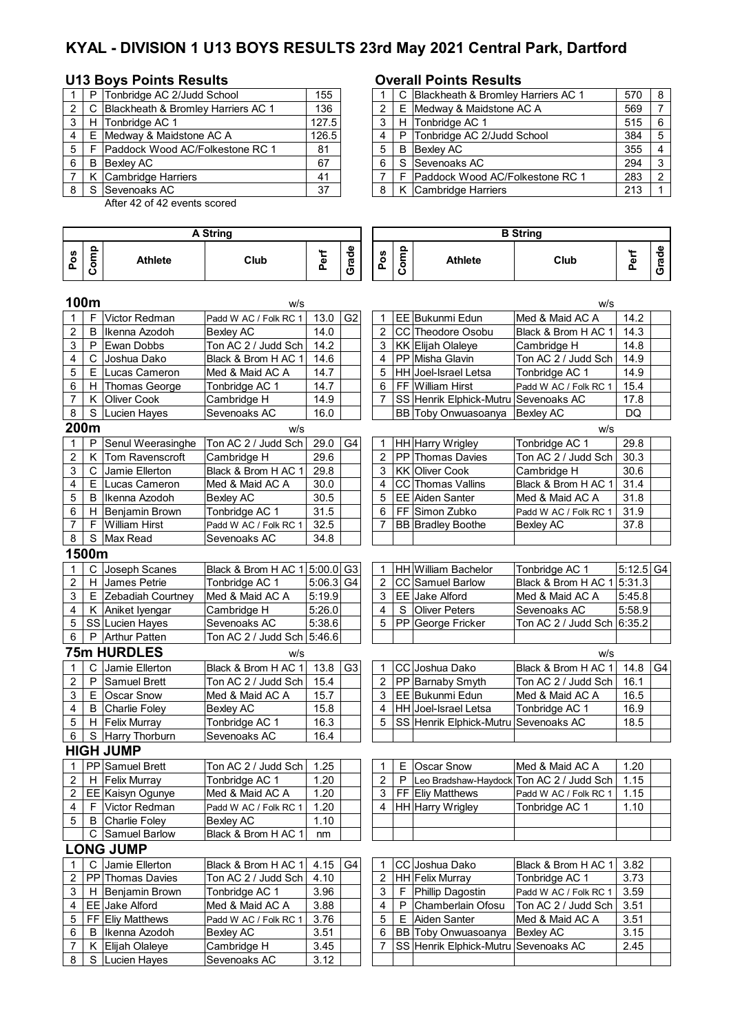# KYAL - DIVISION 1 U13 BOYS RESULTS 23rd May 2021 Central Park, Dartford

## U13 Boys Points Results

| | | | |
|---|---|---|---|
| 1 | P | Tonbridge AC 2/Judd School | 155 |
| 2 | C | Blackheath & Bromley Harriers AC 1 | 136 |
| 3 | H | Tonbridge AC 1 | 127.5 |
| 4 | E | Medway & Maidstone AC A | 126.5 |
| 5 | F | Paddock Wood AC/Folkestone RC 1 | 81 |
| 6 | B | Bexley AC | 67 |
| 7 | K | Cambridge Harriers | 41 |
| 8 | S | Sevenoaks AC | 37 |

After 42 of 42 events scored

## Overall Points Results

| | | | | |
|---|---|---|---|---|
| 1 | C | Blackheath & Bromley Harriers AC 1 | 570 | 8 |
| 2 | E | Medway & Maidstone AC A | 569 | 7 |
| 3 | H | Tonbridge AC 1 | 515 | 6 |
| 4 | P | Tonbridge AC 2/Judd School | 384 | 5 |
| 5 | B | Bexley AC | 355 | 4 |
| 6 | S | Sevenoaks AC | 294 | 3 |
| 7 | F | Paddock Wood AC/Folkestone RC 1 | 283 | 2 |
| 8 | K | Cambridge Harriers | 213 | 1 |

## A String

### 100m (w/s)

| Pos | Comp | Athlete | Club | Perf | Grade |
|---|---|---|---|---|---|
| 1 | F | Victor Redman | Padd W AC / Folk RC 1 | 13.0 | G2 |
| 2 | B | Ikenna Azodoh | Bexley AC | 14.0 | |
| 3 | P | Ewan Dobbs | Ton AC 2 / Judd Sch | 14.2 | |
| 4 | C | Joshua Dako | Black & Brom H AC 1 | 14.6 | |
| 5 | E | Lucas Cameron | Med & Maid AC A | 14.7 | |
| 6 | H | Thomas George | Tonbridge AC 1 | 14.7 | |
| 7 | K | Oliver Cook | Cambridge H | 14.9 | |
| 8 | S | Lucien Hayes | Sevenoaks AC | 16.0 | |

### 200m (w/s)

| Pos | Comp | Athlete | Club | Perf | Grade |
|---|---|---|---|---|---|
| 1 | P | Senul Weerasinghe | Ton AC 2 / Judd Sch | 29.0 | G4 |
| 2 | K | Tom Ravenscroft | Cambridge H | 29.6 | |
| 3 | C | Jamie Ellerton | Black & Brom H AC 1 | 29.8 | |
| 4 | E | Lucas Cameron | Med & Maid AC A | 30.0 | |
| 5 | B | Ikenna Azodoh | Bexley AC | 30.5 | |
| 6 | H | Benjamin Brown | Tonbridge AC 1 | 31.5 | |
| 7 | F | William Hirst | Padd W AC / Folk RC 1 | 32.5 | |
| 8 | S | Max Read | Sevenoaks AC | 34.8 | |

### 1500m

| Pos | Comp | Athlete | Club | Perf | Grade |
|---|---|---|---|---|---|
| 1 | C | Joseph Scanes | Black & Brom H AC 1 | 5:00.0 | G3 |
| 2 | H | James Petrie | Tonbridge AC 1 | 5:06.3 | G4 |
| 3 | E | Zebadiah Courtney | Med & Maid AC A | 5:19.9 | |
| 4 | K | Aniket Iyengar | Cambridge H | 5:26.0 | |
| 5 | SS | Lucien Hayes | Sevenoaks AC | 5:38.6 | |
| 6 | P | Arthur Patten | Ton AC 2 / Judd Sch | 5:46.6 | |

### 75m HURDLES (w/s)

| Pos | Comp | Athlete | Club | Perf | Grade |
|---|---|---|---|---|---|
| 1 | C | Jamie Ellerton | Black & Brom H AC 1 | 13.8 | G3 |
| 2 | P | Samuel Brett | Ton AC 2 / Judd Sch | 15.4 | |
| 3 | E | Oscar Snow | Med & Maid AC A | 15.7 | |
| 4 | B | Charlie Foley | Bexley AC | 15.8 | |
| 5 | H | Felix Murray | Tonbridge AC 1 | 16.3 | |
| 6 | S | Harry Thorburn | Sevenoaks AC | 16.4 | |

### HIGH JUMP

| Pos | Comp | Athlete | Club | Perf | Grade |
|---|---|---|---|---|---|
| 1 | PP | Samuel Brett | Ton AC 2 / Judd Sch | 1.25 | |
| 2 | H | Felix Murray | Tonbridge AC 1 | 1.20 | |
| 2 | EE | Kaisyn Ogunye | Med & Maid AC A | 1.20 | |
| 4 | F | Victor Redman | Padd W AC / Folk RC 1 | 1.20 | |
| 5 | B | Charlie Foley | Bexley AC | 1.10 | |
| | C | Samuel Barlow | Black & Brom H AC 1 | nm | |

### LONG JUMP

| Pos | Comp | Athlete | Club | Perf | Grade |
|---|---|---|---|---|---|
| 1 | C | Jamie Ellerton | Black & Brom H AC 1 | 4.15 | G4 |
| 2 | PP | Thomas Davies | Ton AC 2 / Judd Sch | 4.10 | |
| 3 | H | Benjamin Brown | Tonbridge AC 1 | 3.96 | |
| 4 | EE | Jake Alford | Med & Maid AC A | 3.88 | |
| 5 | FF | Eliy Matthews | Padd W AC / Folk RC 1 | 3.76 | |
| 6 | B | Ikenna Azodoh | Bexley AC | 3.51 | |
| 7 | K | Elijah Olaleye | Cambridge H | 3.45 | |
| 8 | S | Lucien Hayes | Sevenoaks AC | 3.12 | |

## B String

### 100m (w/s)

| Pos | Comp | Athlete | Club | Perf | Grade |
|---|---|---|---|---|---|
| 1 | EE | Bukunmi Edun | Med & Maid AC A | 14.2 | |
| 2 | CC | Theodore Osobu | Black & Brom H AC 1 | 14.3 | |
| 3 | KK | Elijah Olaleye | Cambridge H | 14.8 | |
| 4 | PP | Misha Glavin | Ton AC 2 / Judd Sch | 14.9 | |
| 5 | HH | Joel-Israel Letsa | Tonbridge AC 1 | 14.9 | |
| 6 | FF | William Hirst | Padd W AC / Folk RC 1 | 15.4 | |
| 7 | SS | Henrik Elphick-Mutru | Sevenoaks AC | 17.8 | |
| | BB | Toby Onwuasoanya | Bexley AC | DQ | |

### 200m (w/s)

| Pos | Comp | Athlete | Club | Perf | Grade |
|---|---|---|---|---|---|
| 1 | HH | Harry Wrigley | Tonbridge AC 1 | 29.8 | |
| 2 | PP | Thomas Davies | Ton AC 2 / Judd Sch | 30.3 | |
| 3 | KK | Oliver Cook | Cambridge H | 30.6 | |
| 4 | CC | Thomas Vallins | Black & Brom H AC 1 | 31.4 | |
| 5 | EE | Aiden Santer | Med & Maid AC A | 31.8 | |
| 6 | FF | Simon Zubko | Padd W AC / Folk RC 1 | 31.9 | |
| 7 | BB | Bradley Boothe | Bexley AC | 37.8 | |

### 1500m

| Pos | Comp | Athlete | Club | Perf | Grade |
|---|---|---|---|---|---|
| 1 | HH | William Bachelor | Tonbridge AC 1 | 5:12.5 | G4 |
| 2 | CC | Samuel Barlow | Black & Brom H AC 1 | 5:31.3 | |
| 3 | EE | Jake Alford | Med & Maid AC A | 5:45.8 | |
| 4 | S | Oliver Peters | Sevenoaks AC | 5:58.9 | |
| 5 | PP | George Fricker | Ton AC 2 / Judd Sch | 6:35.2 | |

### 75m HURDLES (w/s)

| Pos | Comp | Athlete | Club | Perf | Grade |
|---|---|---|---|---|---|
| 1 | CC | Joshua Dako | Black & Brom H AC 1 | 14.8 | G4 |
| 2 | PP | Barnaby Smyth | Ton AC 2 / Judd Sch | 16.1 | |
| 3 | EE | Bukunmi Edun | Med & Maid AC A | 16.5 | |
| 4 | HH | Joel-Israel Letsa | Tonbridge AC 1 | 16.9 | |
| 5 | SS | Henrik Elphick-Mutru | Sevenoaks AC | 18.5 | |

### HIGH JUMP

| Pos | Comp | Athlete | Club | Perf | Grade |
|---|---|---|---|---|---|
| 1 | E | Oscar Snow | Med & Maid AC A | 1.20 | |
| 2 | P | Leo Bradshaw-Haydock | Ton AC 2 / Judd Sch | 1.15 | |
| 3 | FF | Eliy Matthews | Padd W AC / Folk RC 1 | 1.15 | |
| 4 | HH | Harry Wrigley | Tonbridge AC 1 | 1.10 | |

### LONG JUMP

| Pos | Comp | Athlete | Club | Perf | Grade |
|---|---|---|---|---|---|
| 1 | CC | Joshua Dako | Black & Brom H AC 1 | 3.82 | |
| 2 | HH | Felix Murray | Tonbridge AC 1 | 3.73 | |
| 3 | F | Phillip Dagostin | Padd W AC / Folk RC 1 | 3.59 | |
| 4 | P | Chamberlain Ofosu | Ton AC 2 / Judd Sch | 3.51 | |
| 5 | E | Aiden Santer | Med & Maid AC A | 3.51 | |
| 6 | BB | Toby Onwuasoanya | Bexley AC | 3.15 | |
| 7 | SS | Henrik Elphick-Mutru | Sevenoaks AC | 2.45 | |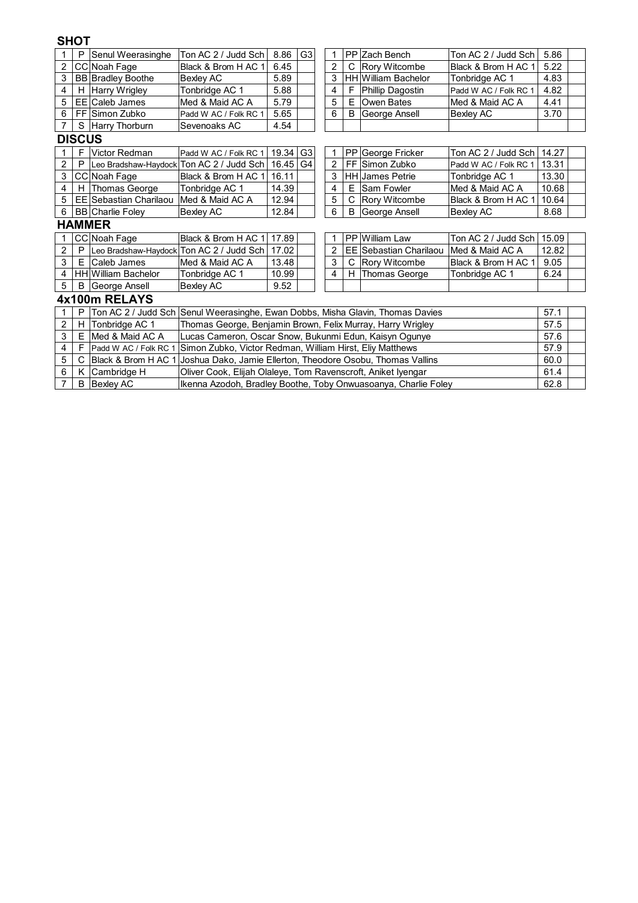## SHOT

| | | | | | | | | | | | |
|---|---|---|---|---|---|---|---|---|---|---|---|
| 1 | P | Senul Weerasinghe | Ton AC 2 / Judd Sch | 8.86 | G3 | 1 | PP | Zach Bench | Ton AC 2 / Judd Sch | 5.86 | |
| 2 | CC | Noah Fage | Black & Brom H AC 1 | 6.45 | | 2 | C | Rory Witcombe | Black & Brom H AC 1 | 5.22 | |
| 3 | BB | Bradley Boothe | Bexley AC | 5.89 | | 3 | HH | William Bachelor | Tonbridge AC 1 | 4.83 | |
| 4 | H | Harry Wrigley | Tonbridge AC 1 | 5.88 | | 4 | F | Phillip Dagostin | Padd W AC / Folk RC 1 | 4.82 | |
| 5 | EE | Caleb James | Med & Maid AC A | 5.79 | | 5 | E | Owen Bates | Med & Maid AC A | 4.41 | |
| 6 | FF | Simon Zubko | Padd W AC / Folk RC 1 | 5.65 | | 6 | B | George Ansell | Bexley AC | 3.70 | |
| 7 | S | Harry Thorburn | Sevenoaks AC | 4.54 | | | | | | | |

## DISCUS

| | | | | | | | | | | | |
|---|---|---|---|---|---|---|---|---|---|---|---|
| 1 | F | Victor Redman | Padd W AC / Folk RC 1 | 19.34 | G3 | 1 | PP | George Fricker | Ton AC 2 / Judd Sch | 14.27 | |
| 2 | P | Leo Bradshaw-Haydock | Ton AC 2 / Judd Sch | 16.45 | G4 | 2 | FF | Simon Zubko | Padd W AC / Folk RC 1 | 13.31 | |
| 3 | CC | Noah Fage | Black & Brom H AC 1 | 16.11 | | 3 | HH | James Petrie | Tonbridge AC 1 | 13.30 | |
| 4 | H | Thomas George | Tonbridge AC 1 | 14.39 | | 4 | E | Sam Fowler | Med & Maid AC A | 10.68 | |
| 5 | EE | Sebastian Charilaou | Med & Maid AC A | 12.94 | | 5 | C | Rory Witcombe | Black & Brom H AC 1 | 10.64 | |
| 6 | BB | Charlie Foley | Bexley AC | 12.84 | | 6 | B | George Ansell | Bexley AC | 8.68 | |

## HAMMER

| | | | | | | | | | | | |
|---|---|---|---|---|---|---|---|---|---|---|---|
| 1 | CC | Noah Fage | Black & Brom H AC 1 | 17.89 | | 1 | PP | William Law | Ton AC 2 / Judd Sch | 15.09 | |
| 2 | P | Leo Bradshaw-Haydock | Ton AC 2 / Judd Sch | 17.02 | | 2 | EE | Sebastian Charilaou | Med & Maid AC A | 12.82 | |
| 3 | E | Caleb James | Med & Maid AC A | 13.48 | | 3 | C | Rory Witcombe | Black & Brom H AC 1 | 9.05 | |
| 4 | HH | William Bachelor | Tonbridge AC 1 | 10.99 | | 4 | H | Thomas George | Tonbridge AC 1 | 6.24 | |
| 5 | B | George Ansell | Bexley AC | 9.52 | | | | | | | |

## 4x100m RELAYS

| | | | | | |
|---|---|---|---|---|---|
| 1 | P | Ton AC 2 / Judd Sch | Senul Weerasinghe, Ewan Dobbs, Misha Glavin, Thomas Davies | 57.1 | |
| 2 | H | Tonbridge AC 1 | Thomas George, Benjamin Brown, Felix Murray, Harry Wrigley | 57.5 | |
| 3 | E | Med & Maid AC A | Lucas Cameron, Oscar Snow, Bukunmi Edun, Kaisyn Ogunye | 57.6 | |
| 4 | F | Padd W AC / Folk RC 1 | Simon Zubko, Victor Redman, William Hirst, Eliy Matthews | 57.9 | |
| 5 | C | Black & Brom H AC 1 | Joshua Dako, Jamie Ellerton, Theodore Osobu, Thomas Vallins | 60.0 | |
| 6 | K | Cambridge H | Oliver Cook, Elijah Olaleye, Tom Ravenscroft, Aniket Iyengar | 61.4 | |
| 7 | B | Bexley AC | Ikenna Azodoh, Bradley Boothe, Toby Onwuasoanya, Charlie Foley | 62.8 | |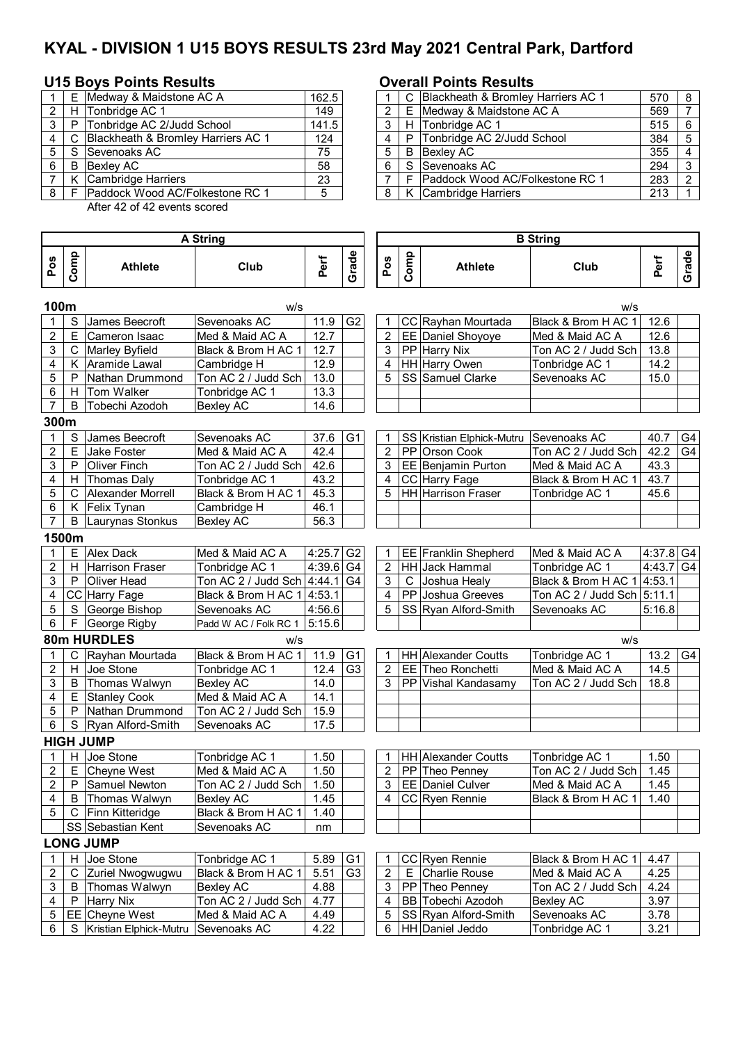# KYAL - DIVISION 1 U15 BOYS RESULTS 23rd May 2021 Central Park, Dartford

## U15 Boys Points Results

| | | | |
|---|---|---|---|
| 1 | E | Medway & Maidstone AC A | 162.5 |
| 2 | H | Tonbridge AC 1 | 149 |
| 3 | P | Tonbridge AC 2/Judd School | 141.5 |
| 4 | C | Blackheath & Bromley Harriers AC 1 | 124 |
| 5 | S | Sevenoaks AC | 75 |
| 6 | B | Bexley AC | 58 |
| 7 | K | Cambridge Harriers | 23 |
| 8 | F | Paddock Wood AC/Folkestone RC 1 | 5 |

After 42 of 42 events scored

## Overall Points Results

| | | | | |
|---|---|---|---|---|
| 1 | C | Blackheath & Bromley Harriers AC 1 | 570 | 8 |
| 2 | E | Medway & Maidstone AC A | 569 | 7 |
| 3 | H | Tonbridge AC 1 | 515 | 6 |
| 4 | P | Tonbridge AC 2/Judd School | 384 | 5 |
| 5 | B | Bexley AC | 355 | 4 |
| 6 | S | Sevenoaks AC | 294 | 3 |
| 7 | F | Paddock Wood AC/Folkestone RC 1 | 283 | 2 |
| 8 | K | Cambridge Harriers | 213 | 1 |

## A String

| Pos | Comp | Athlete | Club | Perf | Grade |
|---|---|---|---|---|---|
| **100m** | | | w/s | | |
| 1 | S | James Beecroft | Sevenoaks AC | 11.9 | G2 |
| 2 | E | Cameron Isaac | Med & Maid AC A | 12.7 | |
| 3 | C | Marley Byfield | Black & Brom H AC 1 | 12.7 | |
| 4 | K | Aramide Lawal | Cambridge H | 12.9 | |
| 5 | P | Nathan Drummond | Ton AC 2 / Judd Sch | 13.0 | |
| 6 | H | Tom Walker | Tonbridge AC 1 | 13.3 | |
| 7 | B | Tobechi Azodoh | Bexley AC | 14.6 | |
| **300m** | | | | | |
| 1 | S | James Beecroft | Sevenoaks AC | 37.6 | G1 |
| 2 | E | Jake Foster | Med & Maid AC A | 42.4 | |
| 3 | P | Oliver Finch | Ton AC 2 / Judd Sch | 42.6 | |
| 4 | H | Thomas Daly | Tonbridge AC 1 | 43.2 | |
| 5 | C | Alexander Morrell | Black & Brom H AC 1 | 45.3 | |
| 6 | K | Felix Tynan | Cambridge H | 46.1 | |
| 7 | B | Laurynas Stonkus | Bexley AC | 56.3 | |
| **1500m** | | | | | |
| 1 | E | Alex Dack | Med & Maid AC A | 4:25.7 | G2 |
| 2 | H | Harrison Fraser | Tonbridge AC 1 | 4:39.6 | G4 |
| 3 | P | Oliver Head | Ton AC 2 / Judd Sch | 4:44.1 | G4 |
| 4 | CC | Harry Fage | Black & Brom H AC 1 | 4:53.1 | |
| 5 | S | George Bishop | Sevenoaks AC | 4:56.6 | |
| 6 | F | George Rigby | Padd W AC / Folk RC 1 | 5:15.6 | |
| **80m HURDLES** | | | w/s | | |
| 1 | C | Rayhan Mourtada | Black & Brom H AC 1 | 11.9 | G1 |
| 2 | H | Joe Stone | Tonbridge AC 1 | 12.4 | G3 |
| 3 | B | Thomas Walwyn | Bexley AC | 14.0 | |
| 4 | E | Stanley Cook | Med & Maid AC A | 14.1 | |
| 5 | P | Nathan Drummond | Ton AC 2 / Judd Sch | 15.9 | |
| 6 | S | Ryan Alford-Smith | Sevenoaks AC | 17.5 | |
| **HIGH JUMP** | | | | | |
| 1 | H | Joe Stone | Tonbridge AC 1 | 1.50 | |
| 2 | E | Cheyne West | Med & Maid AC A | 1.50 | |
| 2 | P | Samuel Newton | Ton AC 2 / Judd Sch | 1.50 | |
| 4 | B | Thomas Walwyn | Bexley AC | 1.45 | |
| 5 | C | Finn Kitteridge | Black & Brom H AC 1 | 1.40 | |
| | SS | Sebastian Kent | Sevenoaks AC | nm | |
| **LONG JUMP** | | | | | |
| 1 | H | Joe Stone | Tonbridge AC 1 | 5.89 | G1 |
| 2 | C | Zuriel Nwogwugwu | Black & Brom H AC 1 | 5.51 | G3 |
| 3 | B | Thomas Walwyn | Bexley AC | 4.88 | |
| 4 | P | Harry Nix | Ton AC 2 / Judd Sch | 4.77 | |
| 5 | EE | Cheyne West | Med & Maid AC A | 4.49 | |
| 6 | S | Kristian Elphick-Mutru | Sevenoaks AC | 4.22 | |

## B String

| Pos | Comp | Athlete | Club | Perf | Grade |
|---|---|---|---|---|---|
| **100m** | | | w/s | | |
| 1 | CC | Rayhan Mourtada | Black & Brom H AC 1 | 12.6 | |
| 2 | EE | Daniel Shoyoye | Med & Maid AC A | 12.6 | |
| 3 | PP | Harry Nix | Ton AC 2 / Judd Sch | 13.8 | |
| 4 | HH | Harry Owen | Tonbridge AC 1 | 14.2 | |
| 5 | SS | Samuel Clarke | Sevenoaks AC | 15.0 | |
| **300m** | | | | | |
| 1 | SS | Kristian Elphick-Mutru | Sevenoaks AC | 40.7 | G4 |
| 2 | PP | Orson Cook | Ton AC 2 / Judd Sch | 42.2 | G4 |
| 3 | EE | Benjamin Purton | Med & Maid AC A | 43.3 | |
| 4 | CC | Harry Fage | Black & Brom H AC 1 | 43.7 | |
| 5 | HH | Harrison Fraser | Tonbridge AC 1 | 45.6 | |
| **1500m** | | | | | |
| 1 | EE | Franklin Shepherd | Med & Maid AC A | 4:37.8 | G4 |
| 2 | HH | Jack Hammal | Tonbridge AC 1 | 4:43.7 | G4 |
| 3 | C | Joshua Healy | Black & Brom H AC 1 | 4:53.1 | |
| 4 | PP | Joshua Greeves | Ton AC 2 / Judd Sch | 5:11.1 | |
| 5 | SS | Ryan Alford-Smith | Sevenoaks AC | 5:16.8 | |
| **80m HURDLES** | | | w/s | | |
| 1 | HH | Alexander Coutts | Tonbridge AC 1 | 13.2 | G4 |
| 2 | EE | Theo Ronchetti | Med & Maid AC A | 14.5 | |
| 3 | PP | Vishal Kandasamy | Ton AC 2 / Judd Sch | 18.8 | |
| **HIGH JUMP** | | | | | |
| 1 | HH | Alexander Coutts | Tonbridge AC 1 | 1.50 | |
| 2 | PP | Theo Penney | Ton AC 2 / Judd Sch | 1.45 | |
| 3 | EE | Daniel Culver | Med & Maid AC A | 1.45 | |
| 4 | CC | Ryen Rennie | Black & Brom H AC 1 | 1.40 | |
| **LONG JUMP** | | | | | |
| 1 | CC | Ryen Rennie | Black & Brom H AC 1 | 4.47 | |
| 2 | E | Charlie Rouse | Med & Maid AC A | 4.25 | |
| 3 | PP | Theo Penney | Ton AC 2 / Judd Sch | 4.24 | |
| 4 | BB | Tobechi Azodoh | Bexley AC | 3.97 | |
| 5 | SS | Ryan Alford-Smith | Sevenoaks AC | 3.78 | |
| 6 | HH | Daniel Jeddo | Tonbridge AC 1 | 3.21 | |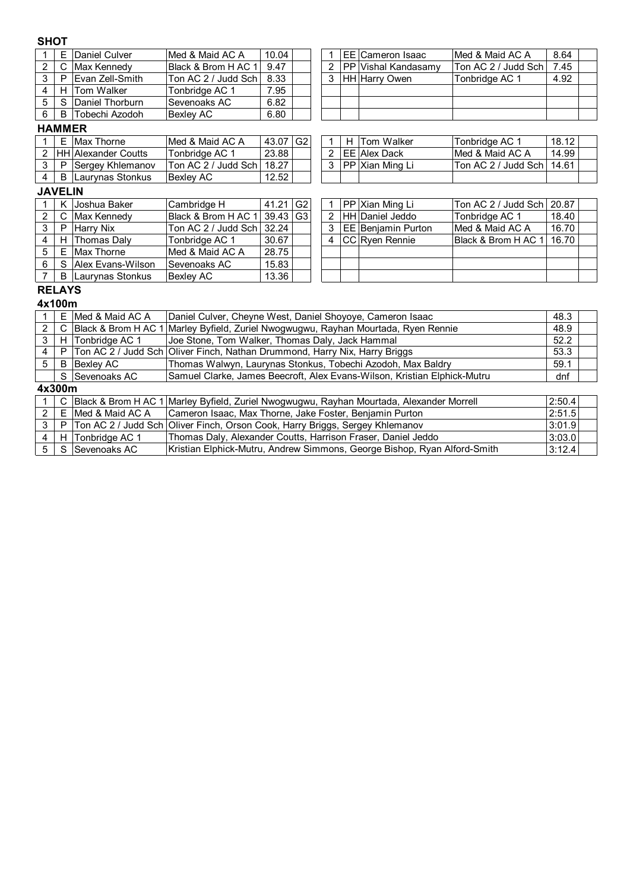**SHOT**

| | | | | | |
|---|---|---|---|---|---|
| 1 | E | Daniel Culver | Med & Maid AC A | 10.04 | |
| 2 | C | Max Kennedy | Black & Brom H AC 1 | 9.47 | |
| 3 | P | Evan Zell-Smith | Ton AC 2 / Judd Sch | 8.33 | |
| 4 | H | Tom Walker | Tonbridge AC 1 | 7.95 | |
| 5 | S | Daniel Thorburn | Sevenoaks AC | 6.82 | |
| 6 | B | Tobechi Azodoh | Bexley AC | 6.80 | |

| | | | | | |
|---|---|---|---|---|---|
| 1 | EE | Cameron Isaac | Med & Maid AC A | 8.64 | |
| 2 | PP | Vishal Kandasamy | Ton AC 2 / Judd Sch | 7.45 | |
| 3 | HH | Harry Owen | Tonbridge AC 1 | 4.92 | |

**HAMMER**

| | | | | | |
|---|---|---|---|---|---|
| 1 | E | Max Thorne | Med & Maid AC A | 43.07 | G2 |
| 2 | HH | Alexander Coutts | Tonbridge AC 1 | 23.88 | |
| 3 | P | Sergey Khlemanov | Ton AC 2 / Judd Sch | 18.27 | |
| 4 | B | Laurynas Stonkus | Bexley AC | 12.52 | |

| | | | | | |
|---|---|---|---|---|---|
| 1 | H | Tom Walker | Tonbridge AC 1 | 18.12 | |
| 2 | EE | Alex Dack | Med & Maid AC A | 14.99 | |
| 3 | PP | Xian Ming Li | Ton AC 2 / Judd Sch | 14.61 | |

**JAVELIN**

| | | | | | |
|---|---|---|---|---|---|
| 1 | K | Joshua Baker | Cambridge H | 41.21 | G2 |
| 2 | C | Max Kennedy | Black & Brom H AC 1 | 39.43 | G3 |
| 3 | P | Harry Nix | Ton AC 2 / Judd Sch | 32.24 | |
| 4 | H | Thomas Daly | Tonbridge AC 1 | 30.67 | |
| 5 | E | Max Thorne | Med & Maid AC A | 28.75 | |
| 6 | S | Alex Evans-Wilson | Sevenoaks AC | 15.83 | |
| 7 | B | Laurynas Stonkus | Bexley AC | 13.36 | |

| | | | | | |
|---|---|---|---|---|---|
| 1 | PP | Xian Ming Li | Ton AC 2 / Judd Sch | 20.87 | |
| 2 | HH | Daniel Jeddo | Tonbridge AC 1 | 18.40 | |
| 3 | EE | Benjamin Purton | Med & Maid AC A | 16.70 | |
| 4 | CC | Ryen Rennie | Black & Brom H AC 1 | 16.70 | |

**RELAYS**

**4x100m**

| | | | | | |
|---|---|---|---|---|---|
| 1 | E | Med & Maid AC A | Daniel Culver, Cheyne West, Daniel Shoyoye, Cameron Isaac | 48.3 | |
| 2 | C | Black & Brom H AC 1 | Marley Byfield, Zuriel Nwogwugwu, Rayhan Mourtada, Ryen Rennie | 48.9 | |
| 3 | H | Tonbridge AC 1 | Joe Stone, Tom Walker, Thomas Daly, Jack Hammal | 52.2 | |
| 4 | P | Ton AC 2 / Judd Sch | Oliver Finch, Nathan Drummond, Harry Nix, Harry Briggs | 53.3 | |
| 5 | B | Bexley AC | Thomas Walwyn, Laurynas Stonkus, Tobechi Azodoh, Max Baldry | 59.1 | |
| | S | Sevenoaks AC | Samuel Clarke, James Beecroft, Alex Evans-Wilson, Kristian Elphick-Mutru | dnf | |

**4x300m**

| | | | | | |
|---|---|---|---|---|---|
| 1 | C | Black & Brom H AC 1 | Marley Byfield, Zuriel Nwogwugwu, Rayhan Mourtada, Alexander Morrell | 2:50.4 | |
| 2 | E | Med & Maid AC A | Cameron Isaac, Max Thorne, Jake Foster, Benjamin Purton | 2:51.5 | |
| 3 | P | Ton AC 2 / Judd Sch | Oliver Finch, Orson Cook, Harry Briggs, Sergey Khlemanov | 3:01.9 | |
| 4 | H | Tonbridge AC 1 | Thomas Daly, Alexander Coutts, Harrison Fraser, Daniel Jeddo | 3:03.0 | |
| 5 | S | Sevenoaks AC | Kristian Elphick-Mutru, Andrew Simmons, George Bishop, Ryan Alford-Smith | 3:12.4 | |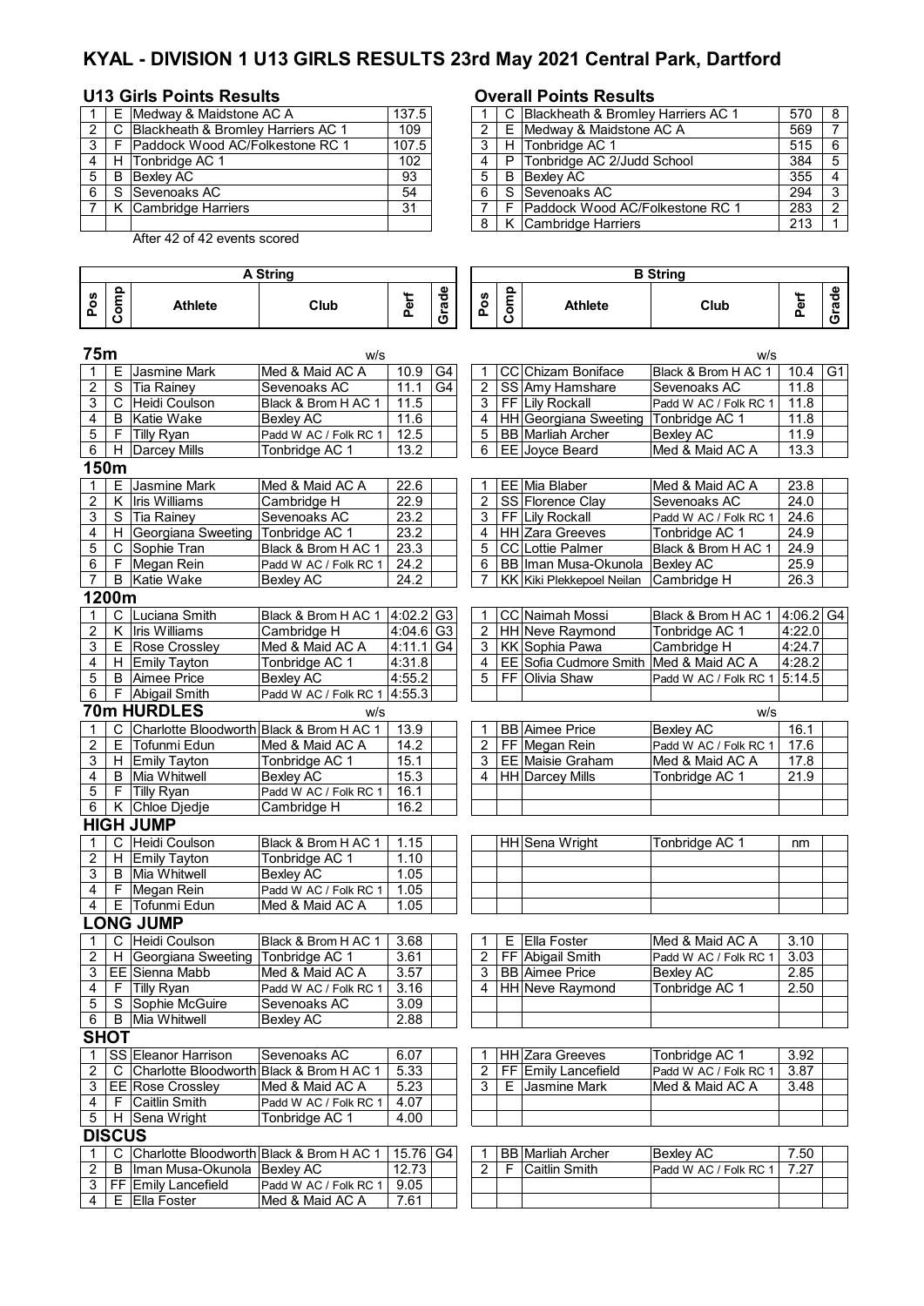# KYAL - DIVISION 1 U13 GIRLS RESULTS 23rd May 2021 Central Park, Dartford

## U13 Girls Points Results

| | | | |
|---|---|---|---|
| 1 | E | Medway & Maidstone AC A | 137.5 |
| 2 | C | Blackheath & Bromley Harriers AC 1 | 109 |
| 3 | F | Paddock Wood AC/Folkestone RC 1 | 107.5 |
| 4 | H | Tonbridge AC 1 | 102 |
| 5 | B | Bexley AC | 93 |
| 6 | S | Sevenoaks AC | 54 |
| 7 | K | Cambridge Harriers | 31 |

After 42 of 42 events scored

## Overall Points Results

| | | | | |
|---|---|---|---|---|
| 1 | C | Blackheath & Bromley Harriers AC 1 | 570 | 8 |
| 2 | E | Medway & Maidstone AC A | 569 | 7 |
| 3 | H | Tonbridge AC 1 | 515 | 6 |
| 4 | P | Tonbridge AC 2/Judd School | 384 | 5 |
| 5 | B | Bexley AC | 355 | 4 |
| 6 | S | Sevenoaks AC | 294 | 3 |
| 7 | F | Paddock Wood AC/Folkestone RC 1 | 283 | 2 |
| 8 | K | Cambridge Harriers | 213 | 1 |

## A String

| Pos | Comp | Athlete | Club | Perf | Grade |
|---|---|---|---|---|---|
| **75m** | | | w/s | | |
| 1 | E | Jasmine Mark | Med & Maid AC A | 10.9 | G4 |
| 2 | S | Tia Rainey | Sevenoaks AC | 11.1 | G4 |
| 3 | C | Heidi Coulson | Black & Brom H AC 1 | 11.5 | |
| 4 | B | Katie Wake | Bexley AC | 11.6 | |
| 5 | F | Tilly Ryan | Padd W AC / Folk RC 1 | 12.5 | |
| 6 | H | Darcey Mills | Tonbridge AC 1 | 13.2 | |
| **150m** | | | | | |
| 1 | E | Jasmine Mark | Med & Maid AC A | 22.6 | |
| 2 | K | Iris Williams | Cambridge H | 22.9 | |
| 3 | S | Tia Rainey | Sevenoaks AC | 23.2 | |
| 4 | H | Georgiana Sweeting | Tonbridge AC 1 | 23.2 | |
| 5 | C | Sophie Tran | Black & Brom H AC 1 | 23.3 | |
| 6 | F | Megan Rein | Padd W AC / Folk RC 1 | 24.2 | |
| 7 | B | Katie Wake | Bexley AC | 24.2 | |
| **1200m** | | | | | |
| 1 | C | Luciana Smith | Black & Brom H AC 1 | 4:02.2 | G3 |
| 2 | K | Iris Williams | Cambridge H | 4:04.6 | G3 |
| 3 | E | Rose Crossley | Med & Maid AC A | 4:11.1 | G4 |
| 4 | H | Emily Tayton | Tonbridge AC 1 | 4:31.8 | |
| 5 | B | Aimee Price | Bexley AC | 4:55.2 | |
| 6 | F | Abigail Smith | Padd W AC / Folk RC 1 | 4:55.3 | |
| **70m HURDLES** | | | w/s | | |
| 1 | C | Charlotte Bloodworth | Black & Brom H AC 1 | 13.9 | |
| 2 | E | Tofunmi Edun | Med & Maid AC A | 14.2 | |
| 3 | H | Emily Tayton | Tonbridge AC 1 | 15.1 | |
| 4 | B | Mia Whitwell | Bexley AC | 15.3 | |
| 5 | F | Tilly Ryan | Padd W AC / Folk RC 1 | 16.1 | |
| 6 | K | Chloe Djedje | Cambridge H | 16.2 | |
| **HIGH JUMP** | | | | | |
| 1 | C | Heidi Coulson | Black & Brom H AC 1 | 1.15 | |
| 2 | H | Emily Tayton | Tonbridge AC 1 | 1.10 | |
| 3 | B | Mia Whitwell | Bexley AC | 1.05 | |
| 4 | F | Megan Rein | Padd W AC / Folk RC 1 | 1.05 | |
| 4 | E | Tofunmi Edun | Med & Maid AC A | 1.05 | |
| **LONG JUMP** | | | | | |
| 1 | C | Heidi Coulson | Black & Brom H AC 1 | 3.68 | |
| 2 | H | Georgiana Sweeting | Tonbridge AC 1 | 3.61 | |
| 3 | EE | Sienna Mabb | Med & Maid AC A | 3.57 | |
| 4 | F | Tilly Ryan | Padd W AC / Folk RC 1 | 3.16 | |
| 5 | S | Sophie McGuire | Sevenoaks AC | 3.09 | |
| 6 | B | Mia Whitwell | Bexley AC | 2.88 | |
| **SHOT** | | | | | |
| 1 | SS | Eleanor Harrison | Sevenoaks AC | 6.07 | |
| 2 | C | Charlotte Bloodworth | Black & Brom H AC 1 | 5.33 | |
| 3 | EE | Rose Crossley | Med & Maid AC A | 5.23 | |
| 4 | F | Caitlin Smith | Padd W AC / Folk RC 1 | 4.07 | |
| 5 | H | Sena Wright | Tonbridge AC 1 | 4.00 | |
| **DISCUS** | | | | | |
| 1 | C | Charlotte Bloodworth | Black & Brom H AC 1 | 15.76 | G4 |
| 2 | B | Iman Musa-Okunola | Bexley AC | 12.73 | |
| 3 | FF | Emily Lancefield | Padd W AC / Folk RC 1 | 9.05 | |
| 4 | E | Ella Foster | Med & Maid AC A | 7.61 | |

## B String

| Pos | Comp | Athlete | Club | Perf | Grade |
|---|---|---|---|---|---|
| **75m** | | | w/s | | |
| 1 | CC | Chizam Boniface | Black & Brom H AC 1 | 10.4 | G1 |
| 2 | SS | Amy Hamshare | Sevenoaks AC | 11.8 | |
| 3 | FF | Lily Rockall | Padd W AC / Folk RC 1 | 11.8 | |
| 4 | HH | Georgiana Sweeting | Tonbridge AC 1 | 11.8 | |
| 5 | BB | Marliah Archer | Bexley AC | 11.9 | |
| 6 | EE | Joyce Beard | Med & Maid AC A | 13.3 | |
| **150m** | | | | | |
| 1 | EE | Mia Blaber | Med & Maid AC A | 23.8 | |
| 2 | SS | Florence Clay | Sevenoaks AC | 24.0 | |
| 3 | FF | Lily Rockall | Padd W AC / Folk RC 1 | 24.6 | |
| 4 | HH | Zara Greeves | Tonbridge AC 1 | 24.9 | |
| 5 | CC | Lottie Palmer | Black & Brom H AC 1 | 24.9 | |
| 6 | BB | Iman Musa-Okunola | Bexley AC | 25.9 | |
| 7 | KK | Kiki Plekkepoel Neilan | Cambridge H | 26.3 | |
| **1200m** | | | | | |
| 1 | CC | Naimah Mossi | Black & Brom H AC 1 | 4:06.2 | G4 |
| 2 | HH | Neve Raymond | Tonbridge AC 1 | 4:22.0 | |
| 3 | KK | Sophia Pawa | Cambridge H | 4:24.7 | |
| 4 | EE | Sofia Cudmore Smith | Med & Maid AC A | 4:28.2 | |
| 5 | FF | Olivia Shaw | Padd W AC / Folk RC 1 | 5:14.5 | |
| **70m HURDLES** | | | w/s | | |
| 1 | BB | Aimee Price | Bexley AC | 16.1 | |
| 2 | FF | Megan Rein | Padd W AC / Folk RC 1 | 17.6 | |
| 3 | EE | Maisie Graham | Med & Maid AC A | 17.8 | |
| 4 | HH | Darcey Mills | Tonbridge AC 1 | 21.9 | |
| **HIGH JUMP** | | | | | |
| | HH | Sena Wright | Tonbridge AC 1 | nm | |
| **LONG JUMP** | | | | | |
| 1 | E | Ella Foster | Med & Maid AC A | 3.10 | |
| 2 | FF | Abigail Smith | Padd W AC / Folk RC 1 | 3.03 | |
| 3 | BB | Aimee Price | Bexley AC | 2.85 | |
| 4 | HH | Neve Raymond | Tonbridge AC 1 | 2.50 | |
| **SHOT** | | | | | |
| 1 | HH | Zara Greeves | Tonbridge AC 1 | 3.92 | |
| 2 | FF | Emily Lancefield | Padd W AC / Folk RC 1 | 3.87 | |
| 3 | E | Jasmine Mark | Med & Maid AC A | 3.48 | |
| **DISCUS** | | | | | |
| 1 | BB | Marliah Archer | Bexley AC | 7.50 | |
| 2 | F | Caitlin Smith | Padd W AC / Folk RC 1 | 7.27 | |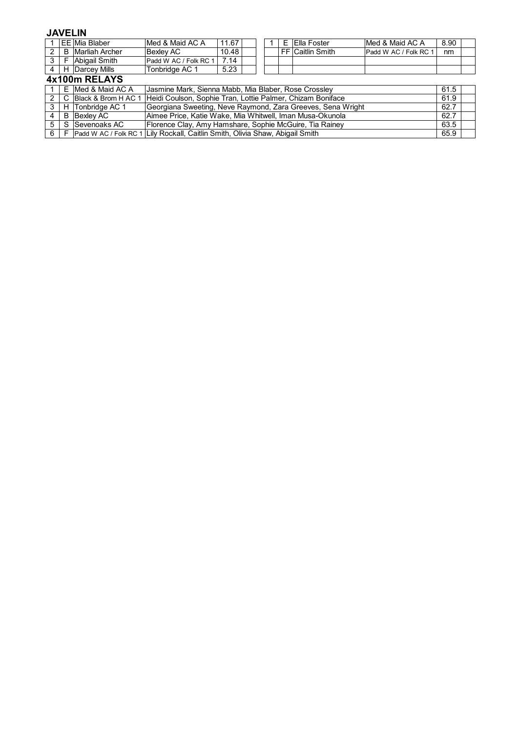## JAVELIN

| | | | | | |
|---|---|---|---|---|---|
| 1 | EE | Mia Blaber | Med & Maid AC A | 11.67 | |
| 2 | B | Marliah Archer | Bexley AC | 10.48 | |
| 3 | F | Abigail Smith | Padd W AC / Folk RC 1 | 7.14 | |
| 4 | H | Darcey Mills | Tonbridge AC 1 | 5.23 | |

| | | | | | |
|---|---|---|---|---|---|
| 1 | E | Ella Foster | Med & Maid AC A | 8.90 | |
| | FF | Caitlin Smith | Padd W AC / Folk RC 1 | nm | |

## 4x100m RELAYS

| | | | | | |
|---|---|---|---|---|---|
| 1 | E | Med & Maid AC A | Jasmine Mark, Sienna Mabb, Mia Blaber, Rose Crossley | 61.5 | |
| 2 | C | Black & Brom H AC 1 | Heidi Coulson, Sophie Tran, Lottie Palmer, Chizam Boniface | 61.9 | |
| 3 | H | Tonbridge AC 1 | Georgiana Sweeting, Neve Raymond, Zara Greeves, Sena Wright | 62.7 | |
| 4 | B | Bexley AC | Aimee Price, Katie Wake, Mia Whitwell, Iman Musa-Okunola | 62.7 | |
| 5 | S | Sevenoaks AC | Florence Clay, Amy Hamshare, Sophie McGuire, Tia Rainey | 63.5 | |
| 6 | F | Padd W AC / Folk RC 1 | Lily Rockall, Caitlin Smith, Olivia Shaw, Abigail Smith | 65.9 | |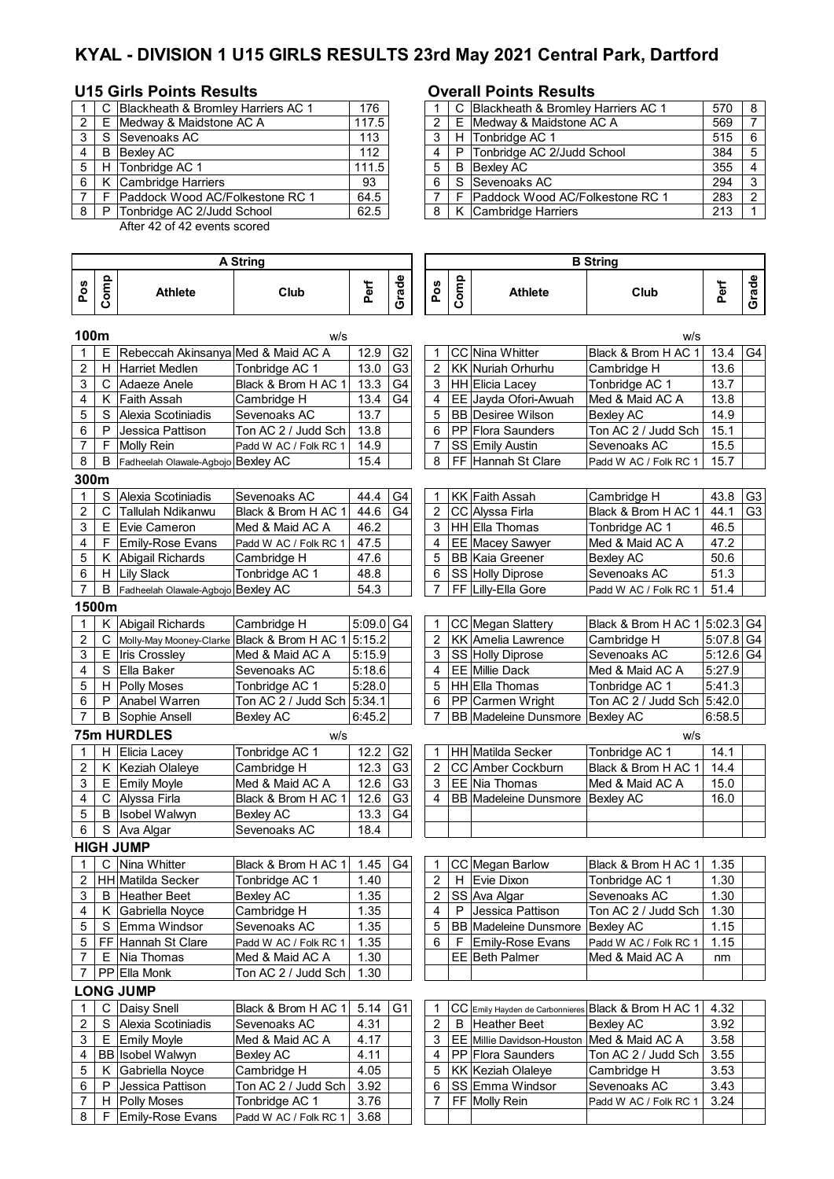# KYAL - DIVISION 1 U15 GIRLS RESULTS 23rd May 2021 Central Park, Dartford

## U15 Girls Points Results

| | | | |
|---|---|---|---|
| 1 | C | Blackheath & Bromley Harriers AC 1 | 176 |
| 2 | E | Medway & Maidstone AC A | 117.5 |
| 3 | S | Sevenoaks AC | 113 |
| 4 | B | Bexley AC | 112 |
| 5 | H | Tonbridge AC 1 | 111.5 |
| 6 | K | Cambridge Harriers | 93 |
| 7 | F | Paddock Wood AC/Folkestone RC 1 | 64.5 |
| 8 | P | Tonbridge AC 2/Judd School | 62.5 |

After 42 of 42 events scored

## Overall Points Results

| | | | | |
|---|---|---|---|---|
| 1 | C | Blackheath & Bromley Harriers AC 1 | 570 | 8 |
| 2 | E | Medway & Maidstone AC A | 569 | 7 |
| 3 | H | Tonbridge AC 1 | 515 | 6 |
| 4 | P | Tonbridge AC 2/Judd School | 384 | 5 |
| 5 | B | Bexley AC | 355 | 4 |
| 6 | S | Sevenoaks AC | 294 | 3 |
| 7 | F | Paddock Wood AC/Folkestone RC 1 | 283 | 2 |
| 8 | K | Cambridge Harriers | 213 | 1 |

| A String | | | | | | B String | | | | | |
|---|---|---|---|---|---|---|---|---|---|---|---|
| Pos | Comp | Athlete | Club | Perf | Grade | Pos | Comp | Athlete | Club | Perf | Grade |
| **100m** | | | w/s | | | | | | w/s | | |
| 1 | E | Rebeccah Akinsanya | Med & Maid AC A | 12.9 | G2 | 1 | CC | Nina Whitter | Black & Brom H AC 1 | 13.4 | G4 |
| 2 | H | Harriet Medlen | Tonbridge AC 1 | 13.0 | G3 | 2 | KK | Nuriah Orhurhu | Cambridge H | 13.6 | |
| 3 | C | Adaeze Anele | Black & Brom H AC 1 | 13.3 | G4 | 3 | HH | Elicia Lacey | Tonbridge AC 1 | 13.7 | |
| 4 | K | Faith Assah | Cambridge H | 13.4 | G4 | 4 | EE | Jayda Ofori-Awuah | Med & Maid AC A | 13.8 | |
| 5 | S | Alexia Scotiniadis | Sevenoaks AC | 13.7 | | 5 | BB | Desiree Wilson | Bexley AC | 14.9 | |
| 6 | P | Jessica Pattison | Ton AC 2 / Judd Sch | 13.8 | | 6 | PP | Flora Saunders | Ton AC 2 / Judd Sch | 15.1 | |
| 7 | F | Molly Rein | Padd W AC / Folk RC 1 | 14.9 | | 7 | SS | Emily Austin | Sevenoaks AC | 15.5 | |
| 8 | B | Fadheelah Olawale-Agbojo | Bexley AC | 15.4 | | 8 | FF | Hannah St Clare | Padd W AC / Folk RC 1 | 15.7 | |
| **300m** | | | | | | | | | | | |
| 1 | S | Alexia Scotiniadis | Sevenoaks AC | 44.4 | G4 | 1 | KK | Faith Assah | Cambridge H | 43.8 | G3 |
| 2 | C | Tallulah Ndikanwu | Black & Brom H AC 1 | 44.6 | G4 | 2 | CC | Alyssa Firla | Black & Brom H AC 1 | 44.1 | G3 |
| 3 | E | Evie Cameron | Med & Maid AC A | 46.2 | | 3 | HH | Ella Thomas | Tonbridge AC 1 | 46.5 | |
| 4 | F | Emily-Rose Evans | Padd W AC / Folk RC 1 | 47.5 | | 4 | EE | Macey Sawyer | Med & Maid AC A | 47.2 | |
| 5 | K | Abigail Richards | Cambridge H | 47.6 | | 5 | BB | Kaia Greener | Bexley AC | 50.6 | |
| 6 | H | Lily Slack | Tonbridge AC 1 | 48.8 | | 6 | SS | Holly Diprose | Sevenoaks AC | 51.3 | |
| 7 | B | Fadheelah Olawale-Agbojo | Bexley AC | 54.3 | | 7 | FF | Lilly-Ella Gore | Padd W AC / Folk RC 1 | 51.4 | |
| **1500m** | | | | | | | | | | | |
| 1 | K | Abigail Richards | Cambridge H | 5:09.0 | G4 | 1 | CC | Megan Slattery | Black & Brom H AC 1 | 5:02.3 | G4 |
| 2 | C | Molly-May Mooney-Clarke | Black & Brom H AC 1 | 5:15.2 | | 2 | KK | Amelia Lawrence | Cambridge H | 5:07.8 | G4 |
| 3 | E | Iris Crossley | Med & Maid AC A | 5:15.9 | | 3 | SS | Holly Diprose | Sevenoaks AC | 5:12.6 | G4 |
| 4 | S | Ella Baker | Sevenoaks AC | 5:18.6 | | 4 | EE | Millie Dack | Med & Maid AC A | 5:27.9 | |
| 5 | H | Polly Moses | Tonbridge AC 1 | 5:28.0 | | 5 | HH | Ella Thomas | Tonbridge AC 1 | 5:41.3 | |
| 6 | P | Anabel Warren | Ton AC 2 / Judd Sch | 5:34.1 | | 6 | PP | Carmen Wright | Ton AC 2 / Judd Sch | 5:42.0 | |
| 7 | B | Sophie Ansell | Bexley AC | 6:45.2 | | 7 | BB | Madeleine Dunsmore | Bexley AC | 6:58.5 | |
| **75m HURDLES** | | | w/s | | | | | | w/s | | |
| 1 | H | Elicia Lacey | Tonbridge AC 1 | 12.2 | G2 | 1 | HH | Matilda Secker | Tonbridge AC 1 | 14.1 | |
| 2 | K | Keziah Olaleye | Cambridge H | 12.3 | G3 | 2 | CC | Amber Cockburn | Black & Brom H AC 1 | 14.4 | |
| 3 | E | Emily Moyle | Med & Maid AC A | 12.6 | G3 | 3 | EE | Nia Thomas | Med & Maid AC A | 15.0 | |
| 4 | C | Alyssa Firla | Black & Brom H AC 1 | 12.6 | G3 | 4 | BB | Madeleine Dunsmore | Bexley AC | 16.0 | |
| 5 | B | Isobel Walwyn | Bexley AC | 13.3 | G4 | | | | | | |
| 6 | S | Ava Algar | Sevenoaks AC | 18.4 | | | | | | | |
| **HIGH JUMP** | | | | | | | | | | | |
| 1 | C | Nina Whitter | Black & Brom H AC 1 | 1.45 | G4 | 1 | CC | Megan Barlow | Black & Brom H AC 1 | 1.35 | |
| 2 | HH | Matilda Secker | Tonbridge AC 1 | 1.40 | | 2 | H | Evie Dixon | Tonbridge AC 1 | 1.30 | |
| 3 | B | Heather Beet | Bexley AC | 1.35 | | 2 | SS | Ava Algar | Sevenoaks AC | 1.30 | |
| 4 | K | Gabriella Noyce | Cambridge H | 1.35 | | 4 | P | Jessica Pattison | Ton AC 2 / Judd Sch | 1.30 | |
| 5 | S | Emma Windsor | Sevenoaks AC | 1.35 | | 5 | BB | Madeleine Dunsmore | Bexley AC | 1.15 | |
| 5 | FF | Hannah St Clare | Padd W AC / Folk RC 1 | 1.35 | | 6 | F | Emily-Rose Evans | Padd W AC / Folk RC 1 | 1.15 | |
| 7 | E | Nia Thomas | Med & Maid AC A | 1.30 | | | EE | Beth Palmer | Med & Maid AC A | nm | |
| 7 | PP | Ella Monk | Ton AC 2 / Judd Sch | 1.30 | | | | | | | |
| **LONG JUMP** | | | | | | | | | | | |
| 1 | C | Daisy Snell | Black & Brom H AC 1 | 5.14 | G1 | 1 | CC | Emily Hayden de Carbonnieres | Black & Brom H AC 1 | 4.32 | |
| 2 | S | Alexia Scotiniadis | Sevenoaks AC | 4.31 | | 2 | B | Heather Beet | Bexley AC | 3.92 | |
| 3 | E | Emily Moyle | Med & Maid AC A | 4.17 | | 3 | EE | Millie Davidson-Houston | Med & Maid AC A | 3.58 | |
| 4 | BB | Isobel Walwyn | Bexley AC | 4.11 | | 4 | PP | Flora Saunders | Ton AC 2 / Judd Sch | 3.55 | |
| 5 | K | Gabriella Noyce | Cambridge H | 4.05 | | 5 | KK | Keziah Olaleye | Cambridge H | 3.53 | |
| 6 | P | Jessica Pattison | Ton AC 2 / Judd Sch | 3.92 | | 6 | SS | Emma Windsor | Sevenoaks AC | 3.43 | |
| 7 | H | Polly Moses | Tonbridge AC 1 | 3.76 | | 7 | FF | Molly Rein | Padd W AC / Folk RC 1 | 3.24 | |
| 8 | F | Emily-Rose Evans | Padd W AC / Folk RC 1 | 3.68 | | | | | | | |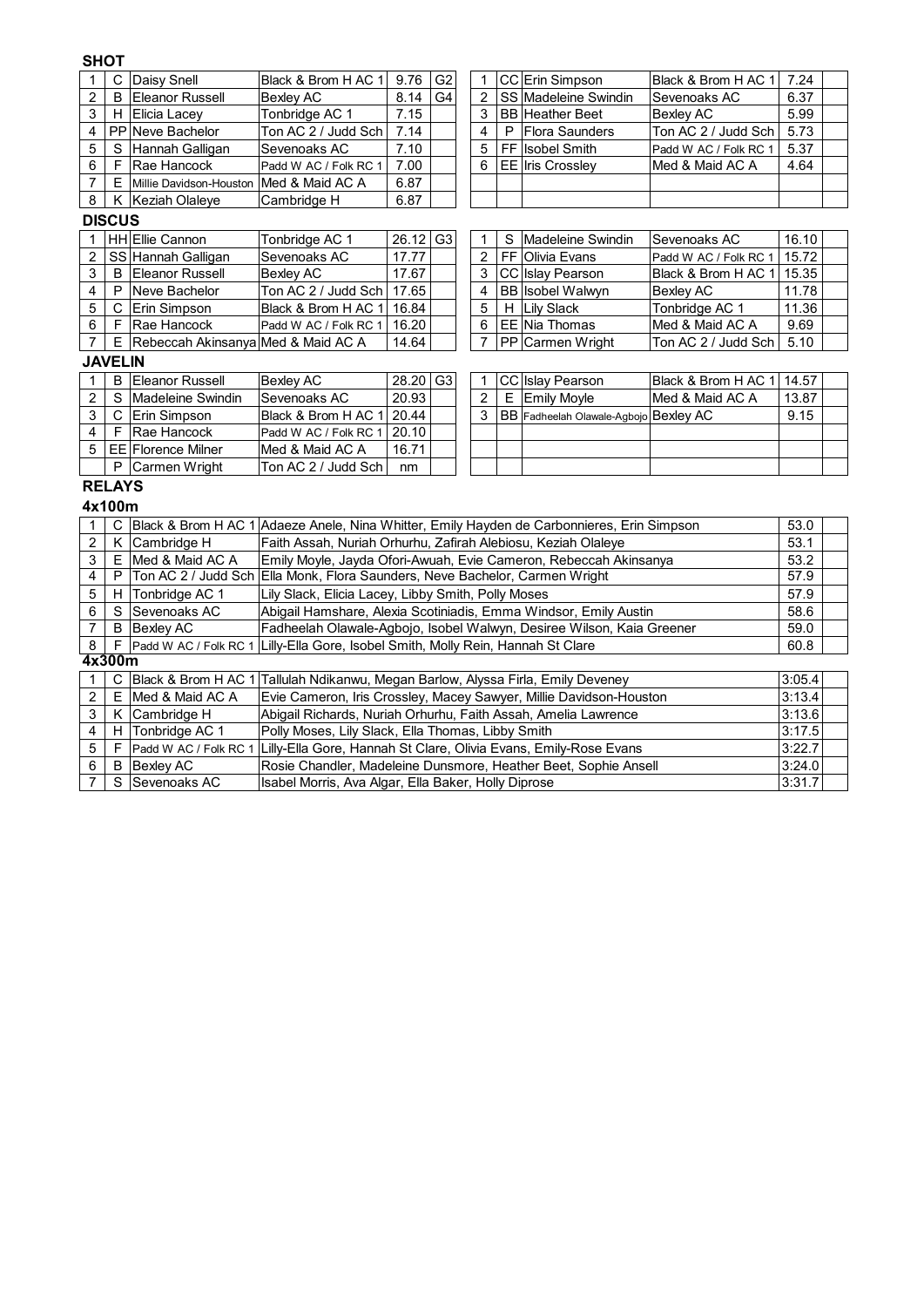**SHOT**

| | | | | | |
|---|---|---|---|---|---|
| 1 | C | Daisy Snell | Black & Brom H AC 1 | 9.76 | G2 |
| 2 | B | Eleanor Russell | Bexley AC | 8.14 | G4 |
| 3 | H | Elicia Lacey | Tonbridge AC 1 | 7.15 | |
| 4 | PP | Neve Bachelor | Ton AC 2 / Judd Sch | 7.14 | |
| 5 | S | Hannah Galligan | Sevenoaks AC | 7.10 | |
| 6 | F | Rae Hancock | Padd W AC / Folk RC 1 | 7.00 | |
| 7 | E | Millie Davidson-Houston | Med & Maid AC A | 6.87 | |
| 8 | K | Keziah Olaleye | Cambridge H | 6.87 | |

| | | | | | |
|---|---|---|---|---|---|
| 1 | CC | Erin Simpson | Black & Brom H AC 1 | 7.24 | |
| 2 | SS | Madeleine Swindin | Sevenoaks AC | 6.37 | |
| 3 | BB | Heather Beet | Bexley AC | 5.99 | |
| 4 | P | Flora Saunders | Ton AC 2 / Judd Sch | 5.73 | |
| 5 | FF | Isobel Smith | Padd W AC / Folk RC 1 | 5.37 | |
| 6 | EE | Iris Crossley | Med & Maid AC A | 4.64 | |

**DISCUS**

| | | | | | |
|---|---|---|---|---|---|
| 1 | HH | Ellie Cannon | Tonbridge AC 1 | 26.12 | G3 |
| 2 | SS | Hannah Galligan | Sevenoaks AC | 17.77 | |
| 3 | B | Eleanor Russell | Bexley AC | 17.67 | |
| 4 | P | Neve Bachelor | Ton AC 2 / Judd Sch | 17.65 | |
| 5 | C | Erin Simpson | Black & Brom H AC 1 | 16.84 | |
| 6 | F | Rae Hancock | Padd W AC / Folk RC 1 | 16.20 | |
| 7 | E | Rebeccah Akinsanya | Med & Maid AC A | 14.64 | |

| | | | | | |
|---|---|---|---|---|---|
| 1 | S | Madeleine Swindin | Sevenoaks AC | 16.10 | |
| 2 | FF | Olivia Evans | Padd W AC / Folk RC 1 | 15.72 | |
| 3 | CC | Islay Pearson | Black & Brom H AC 1 | 15.35 | |
| 4 | BB | Isobel Walwyn | Bexley AC | 11.78 | |
| 5 | H | Lily Slack | Tonbridge AC 1 | 11.36 | |
| 6 | EE | Nia Thomas | Med & Maid AC A | 9.69 | |
| 7 | PP | Carmen Wright | Ton AC 2 / Judd Sch | 5.10 | |

**JAVELIN**

| | | | | | |
|---|---|---|---|---|---|
| 1 | B | Eleanor Russell | Bexley AC | 28.20 | G3 |
| 2 | S | Madeleine Swindin | Sevenoaks AC | 20.93 | |
| 3 | C | Erin Simpson | Black & Brom H AC 1 | 20.44 | |
| 4 | F | Rae Hancock | Padd W AC / Folk RC 1 | 20.10 | |
| 5 | EE | Florence Milner | Med & Maid AC A | 16.71 | |
| | P | Carmen Wright | Ton AC 2 / Judd Sch | nm | |

| | | | | | |
|---|---|---|---|---|---|
| 1 | CC | Islay Pearson | Black & Brom H AC 1 | 14.57 | |
| 2 | E | Emily Moyle | Med & Maid AC A | 13.87 | |
| 3 | BB | Fadheelah Olawale-Agbojo | Bexley AC | 9.15 | |

**RELAYS**

**4x100m**

| | | | | | |
|---|---|---|---|---|---|
| 1 | C | Black & Brom H AC 1 | Adaeze Anele, Nina Whitter, Emily Hayden de Carbonnieres, Erin Simpson | 53.0 | |
| 2 | K | Cambridge H | Faith Assah, Nuriah Orhurhu, Zafirah Alebiosu, Keziah Olaleye | 53.1 | |
| 3 | E | Med & Maid AC A | Emily Moyle, Jayda Ofori-Awuah, Evie Cameron, Rebeccah Akinsanya | 53.2 | |
| 4 | P | Ton AC 2 / Judd Sch | Ella Monk, Flora Saunders, Neve Bachelor, Carmen Wright | 57.9 | |
| 5 | H | Tonbridge AC 1 | Lily Slack, Elicia Lacey, Libby Smith, Polly Moses | 57.9 | |
| 6 | S | Sevenoaks AC | Abigail Hamshare, Alexia Scotiniadis, Emma Windsor, Emily Austin | 58.6 | |
| 7 | B | Bexley AC | Fadheelah Olawale-Agbojo, Isobel Walwyn, Desiree Wilson, Kaia Greener | 59.0 | |
| 8 | F | Padd W AC / Folk RC 1 | Lilly-Ella Gore, Isobel Smith, Molly Rein, Hannah St Clare | 60.8 | |

**4x300m**

| | | | | | |
|---|---|---|---|---|---|
| 1 | C | Black & Brom H AC 1 | Tallulah Ndikanwu, Megan Barlow, Alyssa Firla, Emily Deveney | 3:05.4 | |
| 2 | E | Med & Maid AC A | Evie Cameron, Iris Crossley, Macey Sawyer, Millie Davidson-Houston | 3:13.4 | |
| 3 | K | Cambridge H | Abigail Richards, Nuriah Orhurhu, Faith Assah, Amelia Lawrence | 3:13.6 | |
| 4 | H | Tonbridge AC 1 | Polly Moses, Lily Slack, Ella Thomas, Libby Smith | 3:17.5 | |
| 5 | F | Padd W AC / Folk RC 1 | Lilly-Ella Gore, Hannah St Clare, Olivia Evans, Emily-Rose Evans | 3:22.7 | |
| 6 | B | Bexley AC | Rosie Chandler, Madeleine Dunsmore, Heather Beet, Sophie Ansell | 3:24.0 | |
| 7 | S | Sevenoaks AC | Isabel Morris, Ava Algar, Ella Baker, Holly Diprose | 3:31.7 | |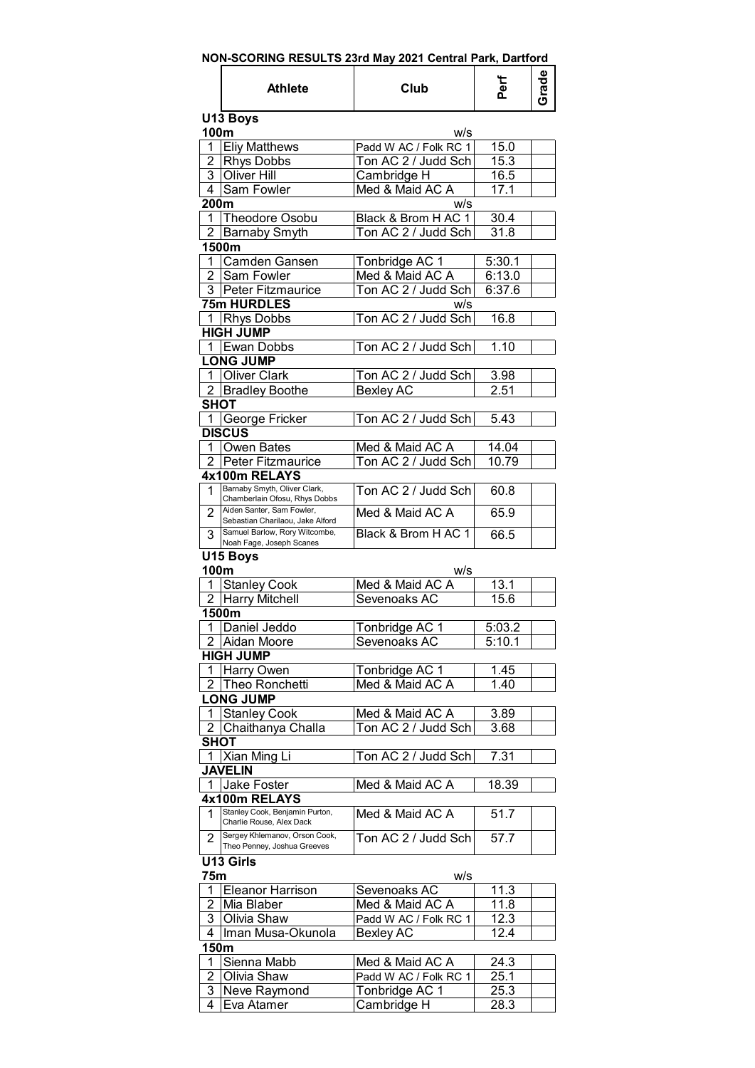**NON-SCORING RESULTS 23rd May 2021 Central Park, Dartford**

| | Athlete | Club | Perf | Grade |
|---|---|---|---|---|
| **U13 Boys** | | | | |
| **100m** | | w/s | | |
| 1 | Eliy Matthews | Padd W AC / Folk RC 1 | 15.0 | |
| 2 | Rhys Dobbs | Ton AC 2 / Judd Sch | 15.3 | |
| 3 | Oliver Hill | Cambridge H | 16.5 | |
| 4 | Sam Fowler | Med & Maid AC A | 17.1 | |
| **200m** | | w/s | | |
| 1 | Theodore Osobu | Black & Brom H AC 1 | 30.4 | |
| 2 | Barnaby Smyth | Ton AC 2 / Judd Sch | 31.8 | |
| **1500m** | | | | |
| 1 | Camden Gansen | Tonbridge AC 1 | 5:30.1 | |
| 2 | Sam Fowler | Med & Maid AC A | 6:13.0 | |
| 3 | Peter Fitzmaurice | Ton AC 2 / Judd Sch | 6:37.6 | |
| **75m HURDLES** | | w/s | | |
| 1 | Rhys Dobbs | Ton AC 2 / Judd Sch | 16.8 | |
| **HIGH JUMP** | | | | |
| 1 | Ewan Dobbs | Ton AC 2 / Judd Sch | 1.10 | |
| **LONG JUMP** | | | | |
| 1 | Oliver Clark | Ton AC 2 / Judd Sch | 3.98 | |
| 2 | Bradley Boothe | Bexley AC | 2.51 | |
| **SHOT** | | | | |
| 1 | George Fricker | Ton AC 2 / Judd Sch | 5.43 | |
| **DISCUS** | | | | |
| 1 | Owen Bates | Med & Maid AC A | 14.04 | |
| 2 | Peter Fitzmaurice | Ton AC 2 / Judd Sch | 10.79 | |
| **4x100m RELAYS** | | | | |
| 1 | Barnaby Smyth, Oliver Clark, Chamberlain Ofosu, Rhys Dobbs | Ton AC 2 / Judd Sch | 60.8 | |
| 2 | Aiden Santer, Sam Fowler, Sebastian Charilaou, Jake Alford | Med & Maid AC A | 65.9 | |
| 3 | Samuel Barlow, Rory Witcombe, Noah Fage, Joseph Scanes | Black & Brom H AC 1 | 66.5 | |
| **U15 Boys** | | | | |
| **100m** | | w/s | | |
| 1 | Stanley Cook | Med & Maid AC A | 13.1 | |
| 2 | Harry Mitchell | Sevenoaks AC | 15.6 | |
| **1500m** | | | | |
| 1 | Daniel Jeddo | Tonbridge AC 1 | 5:03.2 | |
| 2 | Aidan Moore | Sevenoaks AC | 5:10.1 | |
| **HIGH JUMP** | | | | |
| 1 | Harry Owen | Tonbridge AC 1 | 1.45 | |
| 2 | Theo Ronchetti | Med & Maid AC A | 1.40 | |
| **LONG JUMP** | | | | |
| 1 | Stanley Cook | Med & Maid AC A | 3.89 | |
| 2 | Chaithanya Challa | Ton AC 2 / Judd Sch | 3.68 | |
| **SHOT** | | | | |
| 1 | Xian Ming Li | Ton AC 2 / Judd Sch | 7.31 | |
| **JAVELIN** | | | | |
| 1 | Jake Foster | Med & Maid AC A | 18.39 | |
| **4x100m RELAYS** | | | | |
| 1 | Stanley Cook, Benjamin Purton, Charlie Rouse, Alex Dack | Med & Maid AC A | 51.7 | |
| 2 | Sergey Khlemanov, Orson Cook, Theo Penney, Joshua Greeves | Ton AC 2 / Judd Sch | 57.7 | |
| **U13 Girls** | | | | |
| **75m** | | w/s | | |
| 1 | Eleanor Harrison | Sevenoaks AC | 11.3 | |
| 2 | Mia Blaber | Med & Maid AC A | 11.8 | |
| 3 | Olivia Shaw | Padd W AC / Folk RC 1 | 12.3 | |
| 4 | Iman Musa-Okunola | Bexley AC | 12.4 | |
| **150m** | | | | |
| 1 | Sienna Mabb | Med & Maid AC A | 24.3 | |
| 2 | Olivia Shaw | Padd W AC / Folk RC 1 | 25.1 | |
| 3 | Neve Raymond | Tonbridge AC 1 | 25.3 | |
| 4 | Eva Atamer | Cambridge H | 28.3 | |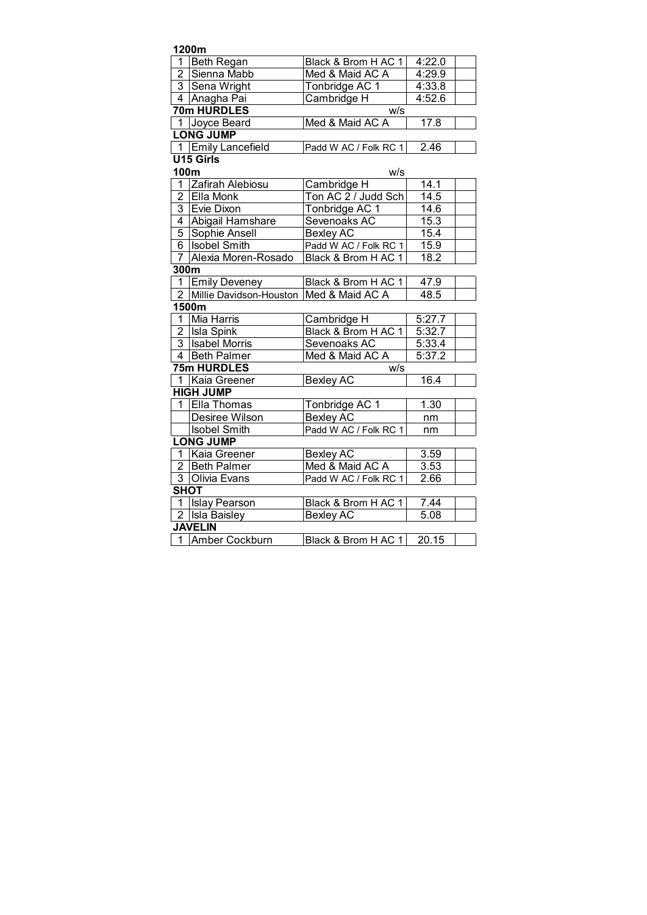**1200m**

| | | | | |
|---|---|---|---|---|
| 1 | Beth Regan | Black & Brom H AC 1 | 4:22.0 | |
| 2 | Sienna Mabb | Med & Maid AC A | 4:29.9 | |
| 3 | Sena Wright | Tonbridge AC 1 | 4:33.8 | |
| 4 | Anagha Pai | Cambridge H | 4:52.6 | |

**70m HURDLES** w/s

| | | | | |
|---|---|---|---|---|
| 1 | Joyce Beard | Med & Maid AC A | 17.8 | |

**LONG JUMP**

| | | | | |
|---|---|---|---|---|
| 1 | Emily Lancefield | Padd W AC / Folk RC 1 | 2.46 | |

## U15 Girls

**100m** w/s

| | | | | |
|---|---|---|---|---|
| 1 | Zafirah Alebiosu | Cambridge H | 14.1 | |
| 2 | Ella Monk | Ton AC 2 / Judd Sch | 14.5 | |
| 3 | Evie Dixon | Tonbridge AC 1 | 14.6 | |
| 4 | Abigail Hamshare | Sevenoaks AC | 15.3 | |
| 5 | Sophie Ansell | Bexley AC | 15.4 | |
| 6 | Isobel Smith | Padd W AC / Folk RC 1 | 15.9 | |
| 7 | Alexia Moren-Rosado | Black & Brom H AC 1 | 18.2 | |

**300m**

| | | | | |
|---|---|---|---|---|
| 1 | Emily Deveney | Black & Brom H AC 1 | 47.9 | |
| 2 | Millie Davidson-Houston | Med & Maid AC A | 48.5 | |

**1500m**

| | | | | |
|---|---|---|---|---|
| 1 | Mia Harris | Cambridge H | 5:27.7 | |
| 2 | Isla Spink | Black & Brom H AC 1 | 5:32.7 | |
| 3 | Isabel Morris | Sevenoaks AC | 5:33.4 | |
| 4 | Beth Palmer | Med & Maid AC A | 5:37.2 | |

**75m HURDLES** w/s

| | | | | |
|---|---|---|---|---|
| 1 | Kaia Greener | Bexley AC | 16.4 | |

**HIGH JUMP**

| | | | | |
|---|---|---|---|---|
| 1 | Ella Thomas | Tonbridge AC 1 | 1.30 | |
| | Desiree Wilson | Bexley AC | nm | |
| | Isobel Smith | Padd W AC / Folk RC 1 | nm | |

**LONG JUMP**

| | | | | |
|---|---|---|---|---|
| 1 | Kaia Greener | Bexley AC | 3.59 | |
| 2 | Beth Palmer | Med & Maid AC A | 3.53 | |
| 3 | Olivia Evans | Padd W AC / Folk RC 1 | 2.66 | |

**SHOT**

| | | | | |
|---|---|---|---|---|
| 1 | Islay Pearson | Black & Brom H AC 1 | 7.44 | |
| 2 | Isla Baisley | Bexley AC | 5.08 | |

**JAVELIN**

| | | | | |
|---|---|---|---|---|
| 1 | Amber Cockburn | Black & Brom H AC 1 | 20.15 | |